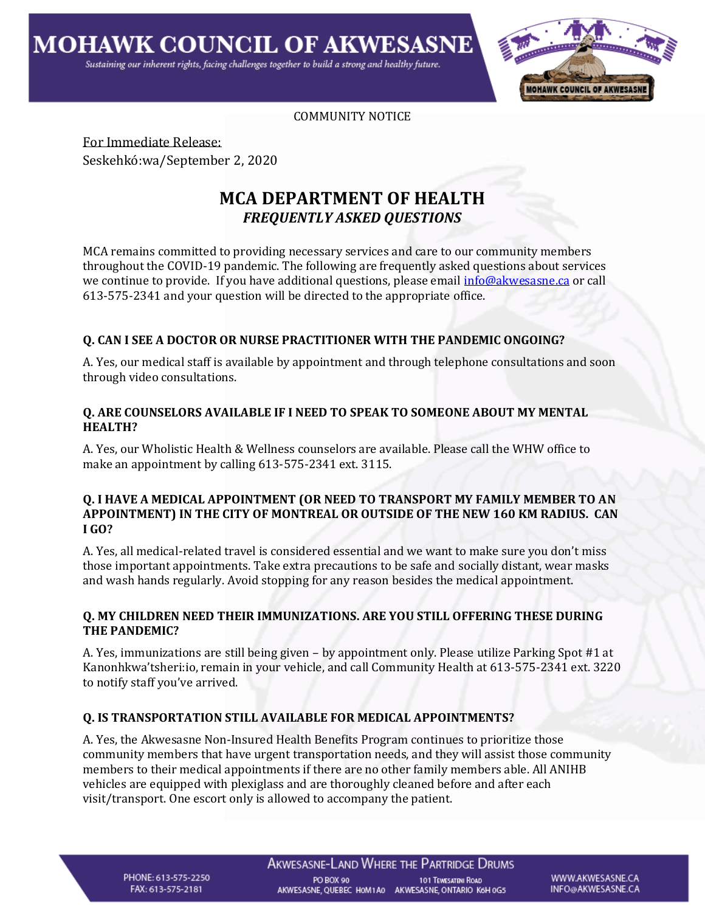# MOHAWK COUNCIL OF AKWESASNE

*Sustaining our inherent rights, facing challenges together to build a strong and healthy future.*

COMMUNITY NOTICE

For Immediate Release:
Seskehkó:wa/September 2, 2020

## MCA DEPARTMENT OF HEALTH
### *FREQUENTLY ASKED QUESTIONS*

MCA remains committed to providing necessary services and care to our community members throughout the COVID-19 pandemic. The following are frequently asked questions about services we continue to provide. If you have additional questions, please email info@akwesasne.ca or call 613-575-2341 and your question will be directed to the appropriate office.

**Q. CAN I SEE A DOCTOR OR NURSE PRACTITIONER WITH THE PANDEMIC ONGOING?**

A. Yes, our medical staff is available by appointment and through telephone consultations and soon through video consultations.

**Q. ARE COUNSELORS AVAILABLE IF I NEED TO SPEAK TO SOMEONE ABOUT MY MENTAL HEALTH?**

A. Yes, our Wholistic Health & Wellness counselors are available. Please call the WHW office to make an appointment by calling 613-575-2341 ext. 3115.

**Q. I HAVE A MEDICAL APPOINTMENT (OR NEED TO TRANSPORT MY FAMILY MEMBER TO AN APPOINTMENT) IN THE CITY OF MONTREAL OR OUTSIDE OF THE NEW 160 KM RADIUS. CAN I GO?**

A. Yes, all medical-related travel is considered essential and we want to make sure you don't miss those important appointments. Take extra precautions to be safe and socially distant, wear masks and wash hands regularly. Avoid stopping for any reason besides the medical appointment.

**Q. MY CHILDREN NEED THEIR IMMUNIZATIONS. ARE YOU STILL OFFERING THESE DURING THE PANDEMIC?**

A. Yes, immunizations are still being given – by appointment only. Please utilize Parking Spot #1 at Kanonhkwa'tsheri:io, remain in your vehicle, and call Community Health at 613-575-2341 ext. 3220 to notify staff you've arrived.

**Q. IS TRANSPORTATION STILL AVAILABLE FOR MEDICAL APPOINTMENTS?**

A. Yes, the Akwesasne Non-Insured Health Benefits Program continues to prioritize those community members that have urgent transportation needs, and they will assist those community members to their medical appointments if there are no other family members able. All ANIHB vehicles are equipped with plexiglass and are thoroughly cleaned before and after each visit/transport. One escort only is allowed to accompany the patient.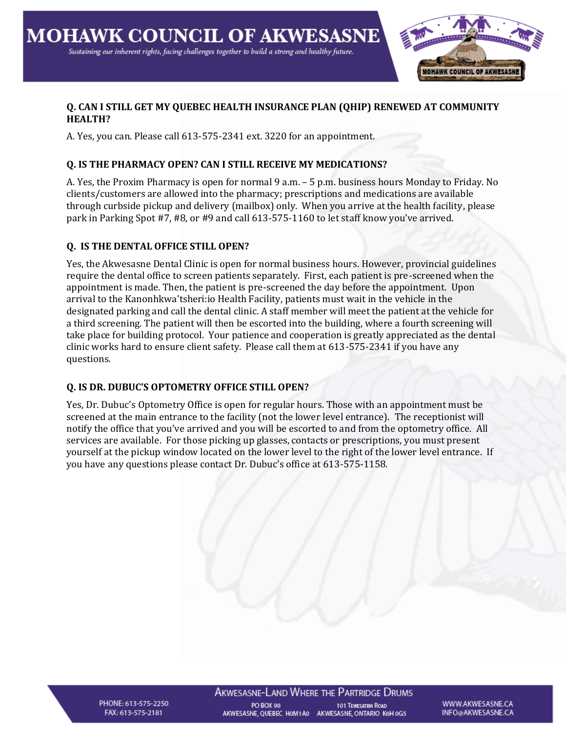**Q. CAN I STILL GET MY QUEBEC HEALTH INSURANCE PLAN (QHIP) RENEWED AT COMMUNITY HEALTH?**

A. Yes, you can. Please call 613-575-2341 ext. 3220 for an appointment.

**Q. IS THE PHARMACY OPEN? CAN I STILL RECEIVE MY MEDICATIONS?**

A. Yes, the Proxim Pharmacy is open for normal 9 a.m. – 5 p.m. business hours Monday to Friday. No clients/customers are allowed into the pharmacy; prescriptions and medications are available through curbside pickup and delivery (mailbox) only. When you arrive at the health facility, please park in Parking Spot #7, #8, or #9 and call 613-575-1160 to let staff know you've arrived.

**Q. IS THE DENTAL OFFICE STILL OPEN?**

Yes, the Akwesasne Dental Clinic is open for normal business hours. However, provincial guidelines require the dental office to screen patients separately. First, each patient is pre-screened when the appointment is made. Then, the patient is pre-screened the day before the appointment. Upon arrival to the Kanonhkwa'tsheri:io Health Facility, patients must wait in the vehicle in the designated parking and call the dental clinic. A staff member will meet the patient at the vehicle for a third screening. The patient will then be escorted into the building, where a fourth screening will take place for building protocol. Your patience and cooperation is greatly appreciated as the dental clinic works hard to ensure client safety. Please call them at 613-575-2341 if you have any questions.

**Q. IS DR. DUBUC'S OPTOMETRY OFFICE STILL OPEN?**

Yes, Dr. Dubuc's Optometry Office is open for regular hours. Those with an appointment must be screened at the main entrance to the facility (not the lower level entrance). The receptionist will notify the office that you've arrived and you will be escorted to and from the optometry office. All services are available. For those picking up glasses, contacts or prescriptions, you must present yourself at the pickup window located on the lower level to the right of the lower level entrance. If you have any questions please contact Dr. Dubuc's office at 613-575-1158.